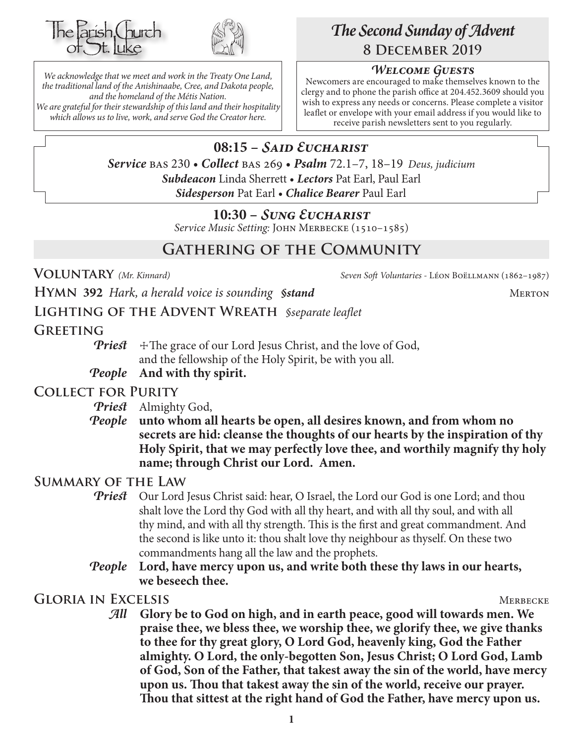The Parish Church of St. Luke

*We acknowledge that we meet and work in the Treaty One Land, the traditional land of the Anishinaabe, Cree, and Dakota people, and the homeland of the Métis Nation. We are grateful for their stewardship of this land and their hospitality which allows us to live, work, and serve God the Creator here.*

# *The Second Sunday of Advent*

## 8 December 2019

### *Welcome Guests*

Newcomers are encouraged to make themselves known to the clergy and to phone the parish office at 204.452.3609 should you wish to express any needs or concerns. Please complete a visitor leaflet or envelope with your email address if you would like to receive parish newsletters sent to you regularly.

## 08:15 – *Said Eucharist*

***Service*** BAS 230 • ***Collect*** BAS 269 • ***Psalm*** 72.1–7, 18–19 *Deus, judicium*

***Subdeacon*** Linda Sherrett • ***Lectors*** Pat Earl, Paul Earl

***Sidesperson*** Pat Earl • ***Chalice Bearer*** Paul Earl

## 10:30 – *Sung Eucharist*

*Service Music Setting:* John Merbecke (1510–1585)

## Gathering of the Community

**Voluntary** *(Mr. Kinnard)* *Seven Soft Voluntaries* - Léon Boëllmann (1862–1987)

**Hymn 392** *Hark, a herald voice is sounding* ***§stand*** Merton

**Lighting of the Advent Wreath** *§separate leaflet*

**Greeting**

***Priest*** ✠The grace of our Lord Jesus Christ, and the love of God, and the fellowship of the Holy Spirit, be with you all.

***People*** **And with thy spirit.**

**Collect for Purity**

***Priest*** Almighty God,

***People*** **unto whom all hearts be open, all desires known, and from whom no secrets are hid: cleanse the thoughts of our hearts by the inspiration of thy Holy Spirit, that we may perfectly love thee, and worthily magnify thy holy name; through Christ our Lord. Amen.**

**Summary of the Law**

***Priest*** Our Lord Jesus Christ said: hear, O Israel, the Lord our God is one Lord; and thou shalt love the Lord thy God with all thy heart, and with all thy soul, and with all thy mind, and with all thy strength. This is the first and great commandment. And the second is like unto it: thou shalt love thy neighbour as thyself. On these two commandments hang all the law and the prophets.

***People*** **Lord, have mercy upon us, and write both these thy laws in our hearts, we beseech thee.**

**Gloria in Excelsis** Merbecke

***All*** **Glory be to God on high, and in earth peace, good will towards men. We praise thee, we bless thee, we worship thee, we glorify thee, we give thanks to thee for thy great glory, O Lord God, heavenly king, God the Father almighty. O Lord, the only-begotten Son, Jesus Christ; O Lord God, Lamb of God, Son of the Father, that takest away the sin of the world, have mercy upon us. Thou that takest away the sin of the world, receive our prayer. Thou that sittest at the right hand of God the Father, have mercy upon us.**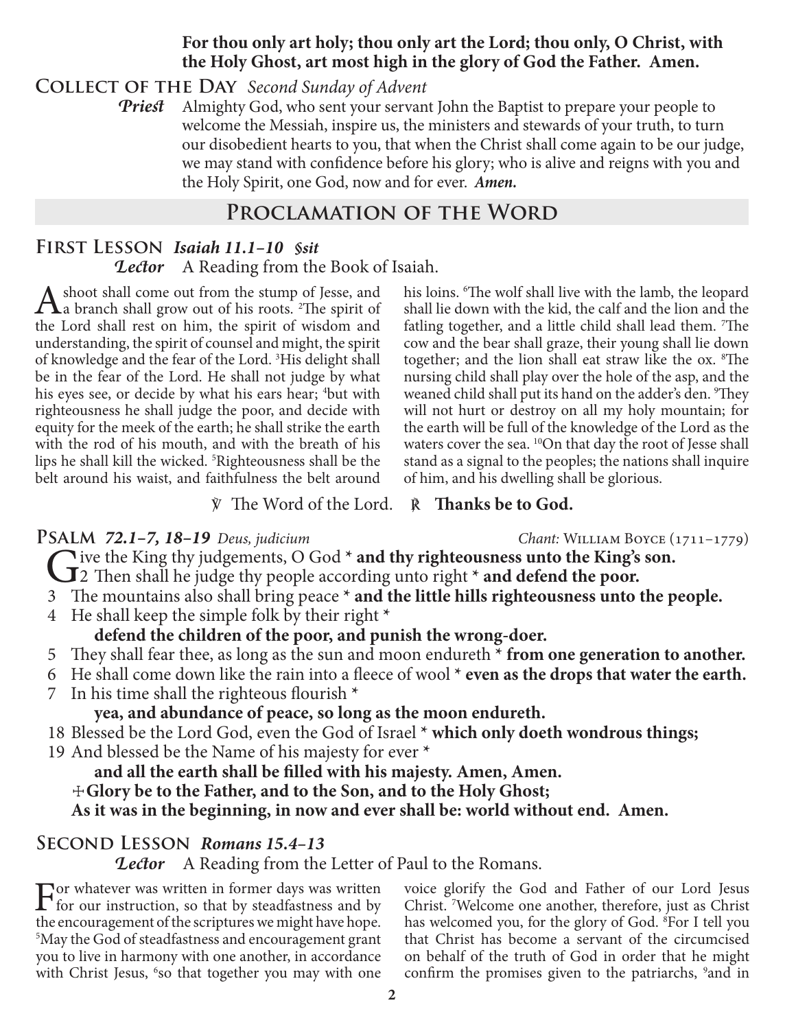**For thou only art holy; thou only art the Lord; thou only, O Christ, with the Holy Ghost, art most high in the glory of God the Father. Amen.**

## Collect of the Day *Second Sunday of Advent*

***Priest*** Almighty God, who sent your servant John the Baptist to prepare your people to welcome the Messiah, inspire us, the ministers and stewards of your truth, to turn our disobedient hearts to you, that when the Christ shall come again to be our judge, we may stand with confidence before his glory; who is alive and reigns with you and the Holy Spirit, one God, now and for ever. ***Amen.***

# Proclamation of the Word

## First Lesson ***Isaiah 11.1–10*** ***§sit***

***Lector*** A Reading from the Book of Isaiah.

A shoot shall come out from the stump of Jesse, and a branch shall grow out of his roots. [2]The spirit of the Lord shall rest on him, the spirit of wisdom and understanding, the spirit of counsel and might, the spirit of knowledge and the fear of the Lord. [3]His delight shall be in the fear of the Lord. He shall not judge by what his eyes see, or decide by what his ears hear; [4]but with righteousness he shall judge the poor, and decide with equity for the meek of the earth; he shall strike the earth with the rod of his mouth, and with the breath of his lips he shall kill the wicked. [5]Righteousness shall be the belt around his waist, and faithfulness the belt around his loins. [6]The wolf shall live with the lamb, the leopard shall lie down with the kid, the calf and the lion and the fatling together, and a little child shall lead them. [7]The cow and the bear shall graze, their young shall lie down together; and the lion shall eat straw like the ox. [8]The nursing child shall play over the hole of the asp, and the weaned child shall put its hand on the adder's den. [9]They will not hurt or destroy on all my holy mountain; for the earth will be full of the knowledge of the Lord as the waters cover the sea. [10]On that day the root of Jesse shall stand as a signal to the peoples; the nations shall inquire of him, and his dwelling shall be glorious.

℣ The Word of the Lord. ℟ **Thanks be to God.**

## Psalm ***72.1–7, 18–19*** *Deus, judicium* — *Chant:* William Boyce (1711–1779)

Give the King thy judgements, O God * **and thy righteousness unto the King's son.**
2 Then shall he judge thy people according unto right * **and defend the poor.**
3 The mountains also shall bring peace * **and the little hills righteousness unto the people.**
4 He shall keep the simple folk by their right *
**defend the children of the poor, and punish the wrong-doer.**
5 They shall fear thee, as long as the sun and moon endureth * **from one generation to another.**
6 He shall come down like the rain into a fleece of wool * **even as the drops that water the earth.**
7 In his time shall the righteous flourish *
**yea, and abundance of peace, so long as the moon endureth.**
18 Blessed be the Lord God, even the God of Israel * **which only doeth wondrous things;**
19 And blessed be the Name of his majesty for ever *
**and all the earth shall be filled with his majesty. Amen, Amen.**
✢ **Glory be to the Father, and to the Son, and to the Holy Ghost;**
**As it was in the beginning, in now and ever shall be: world without end. Amen.**

## Second Lesson ***Romans 15.4–13***

***Lector*** A Reading from the Letter of Paul to the Romans.

For whatever was written in former days was written for our instruction, so that by steadfastness and by the encouragement of the scriptures we might have hope. [5]May the God of steadfastness and encouragement grant you to live in harmony with one another, in accordance with Christ Jesus, [6]so that together you may with one voice glorify the God and Father of our Lord Jesus Christ. [7]Welcome one another, therefore, just as Christ has welcomed you, for the glory of God. [8]For I tell you that Christ has become a servant of the circumcised on behalf of the truth of God in order that he might confirm the promises given to the patriarchs, [9]and in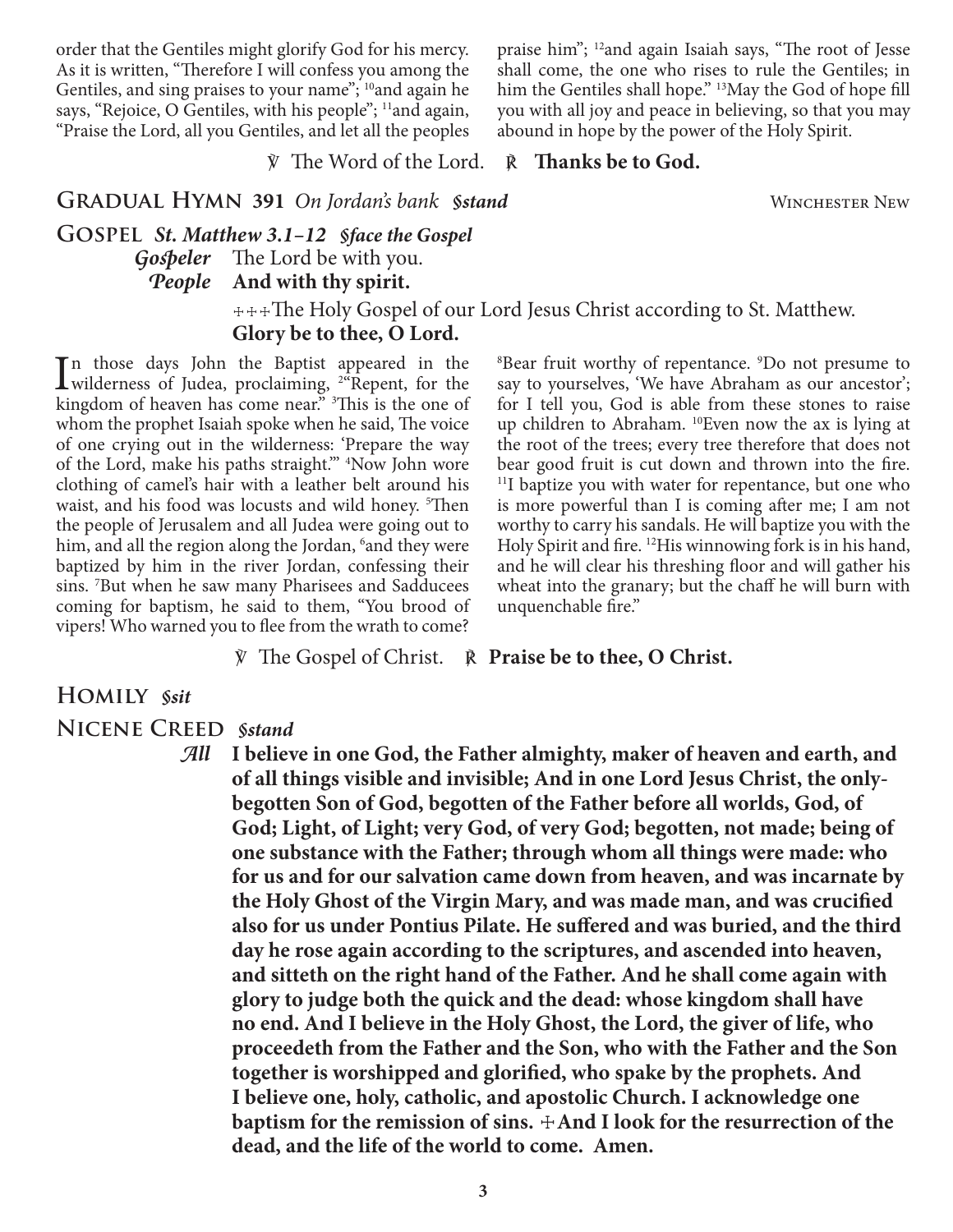order that the Gentiles might glorify God for his mercy. As it is written, "Therefore I will confess you among the Gentiles, and sing praises to your name"; 10and again he says, "Rejoice, O Gentiles, with his people"; 11and again, "Praise the Lord, all you Gentiles, and let all the peoples praise him"; 12and again Isaiah says, "The root of Jesse shall come, the one who rises to rule the Gentiles; in him the Gentiles shall hope." 13May the God of hope fill you with all joy and peace in believing, so that you may abound in hope by the power of the Holy Spirit.

℣ The Word of the Lord. ℟ **Thanks be to God.**

## Gradual Hymn 391 *On Jordan's bank §stand* — Winchester New

## Gospel *St. Matthew 3.1–12 §face the Gospel*

*Gospeler* The Lord be with you.
***People*** **And with thy spirit.**

✠✠✠The Holy Gospel of our Lord Jesus Christ according to St. Matthew.
**Glory be to thee, O Lord.**

In those days John the Baptist appeared in the wilderness of Judea, proclaiming, 2"Repent, for the kingdom of heaven has come near." 3This is the one of whom the prophet Isaiah spoke when he said, The voice of one crying out in the wilderness: 'Prepare the way of the Lord, make his paths straight.'" 4Now John wore clothing of camel's hair with a leather belt around his waist, and his food was locusts and wild honey. 5Then the people of Jerusalem and all Judea were going out to him, and all the region along the Jordan, 6and they were baptized by him in the river Jordan, confessing their sins. 7But when he saw many Pharisees and Sadducees coming for baptism, he said to them, "You brood of vipers! Who warned you to flee from the wrath to come? 8Bear fruit worthy of repentance. 9Do not presume to say to yourselves, 'We have Abraham as our ancestor'; for I tell you, God is able from these stones to raise up children to Abraham. 10Even now the ax is lying at the root of the trees; every tree therefore that does not bear good fruit is cut down and thrown into the fire. 11I baptize you with water for repentance, but one who is more powerful than I is coming after me; I am not worthy to carry his sandals. He will baptize you with the Holy Spirit and fire. 12His winnowing fork is in his hand, and he will clear his threshing floor and will gather his wheat into the granary; but the chaff he will burn with unquenchable fire."

℣ The Gospel of Christ. ℟ **Praise be to thee, O Christ.**

## Homily *§sit*

## Nicene Creed *§stand*

***All*** **I believe in one God, the Father almighty, maker of heaven and earth, and of all things visible and invisible; And in one Lord Jesus Christ, the only-begotten Son of God, begotten of the Father before all worlds, God, of God; Light, of Light; very God, of very God; begotten, not made; being of one substance with the Father; through whom all things were made: who for us and for our salvation came down from heaven, and was incarnate by the Holy Ghost of the Virgin Mary, and was made man, and was crucified also for us under Pontius Pilate. He suffered and was buried, and the third day he rose again according to the scriptures, and ascended into heaven, and sitteth on the right hand of the Father. And he shall come again with glory to judge both the quick and the dead: whose kingdom shall have no end. And I believe in the Holy Ghost, the Lord, the giver of life, who proceedeth from the Father and the Son, who with the Father and the Son together is worshipped and glorified, who spake by the prophets. And I believe one, holy, catholic, and apostolic Church. I acknowledge one baptism for the remission of sins. ✠And I look for the resurrection of the dead, and the life of the world to come. Amen.**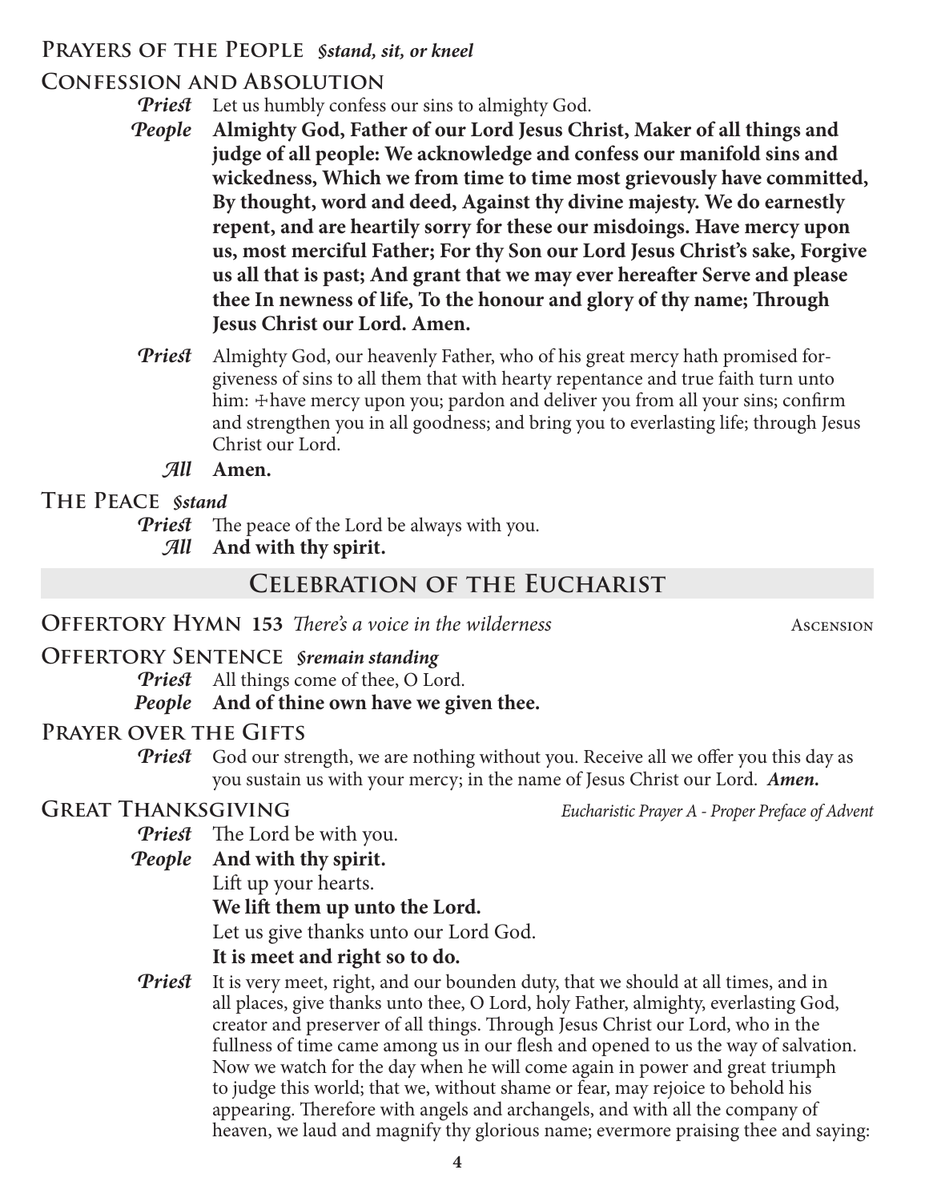## Prayers of the People *§stand, sit, or kneel*

## Confession and Absolution

*Priest* Let us humbly confess our sins to almighty God.

*People* **Almighty God, Father of our Lord Jesus Christ, Maker of all things and judge of all people: We acknowledge and confess our manifold sins and wickedness, Which we from time to time most grievously have committed, By thought, word and deed, Against thy divine majesty. We do earnestly repent, and are heartily sorry for these our misdoings. Have mercy upon us, most merciful Father; For thy Son our Lord Jesus Christ's sake, Forgive us all that is past; And grant that we may ever hereafter Serve and please thee In newness of life, To the honour and glory of thy name; Through Jesus Christ our Lord. Amen.**

*Priest* Almighty God, our heavenly Father, who of his great mercy hath promised forgiveness of sins to all them that with hearty repentance and true faith turn unto him: ✠have mercy upon you; pardon and deliver you from all your sins; confirm and strengthen you in all goodness; and bring you to everlasting life; through Jesus Christ our Lord.

*All* **Amen.**

## The Peace *§stand*

*Priest* The peace of the Lord be always with you.

*All* **And with thy spirit.**

# Celebration of the Eucharist

## Offertory Hymn 153 *There's a voice in the wilderness* Ascension

## Offertory Sentence *§remain standing*

*Priest* All things come of thee, O Lord.

*People* **And of thine own have we given thee.**

## Prayer over the Gifts

*Priest* God our strength, we are nothing without you. Receive all we offer you this day as you sustain us with your mercy; in the name of Jesus Christ our Lord. ***Amen.***

## Great Thanksgiving *Eucharistic Prayer A - Proper Preface of Advent*

*Priest* The Lord be with you.

*People* **And with thy spirit.**

Lift up your hearts.

**We lift them up unto the Lord.**

Let us give thanks unto our Lord God.

**It is meet and right so to do.**

*Priest* It is very meet, right, and our bounden duty, that we should at all times, and in all places, give thanks unto thee, O Lord, holy Father, almighty, everlasting God, creator and preserver of all things. Through Jesus Christ our Lord, who in the fullness of time came among us in our flesh and opened to us the way of salvation. Now we watch for the day when he will come again in power and great triumph to judge this world; that we, without shame or fear, may rejoice to behold his appearing. Therefore with angels and archangels, and with all the company of heaven, we laud and magnify thy glorious name; evermore praising thee and saying: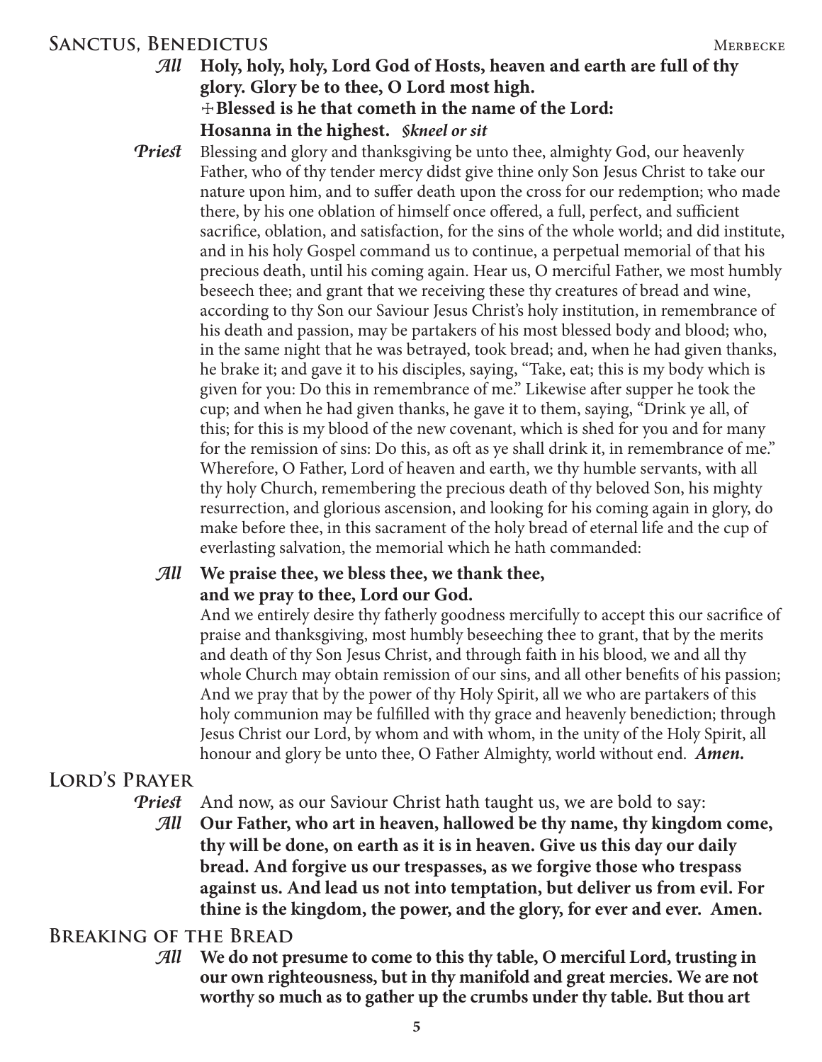## Sanctus, Benedictus

Merbecke

*All* **Holy, holy, holy, Lord God of Hosts, heaven and earth are full of thy glory. Glory be to thee, O Lord most high.**
**☩Blessed is he that cometh in the name of the Lord:**
**Hosanna in the highest.** ***§kneel or sit***

*Priest* Blessing and glory and thanksgiving be unto thee, almighty God, our heavenly Father, who of thy tender mercy didst give thine only Son Jesus Christ to take our nature upon him, and to suffer death upon the cross for our redemption; who made there, by his one oblation of himself once offered, a full, perfect, and sufficient sacrifice, oblation, and satisfaction, for the sins of the whole world; and did institute, and in his holy Gospel command us to continue, a perpetual memorial of that his precious death, until his coming again. Hear us, O merciful Father, we most humbly beseech thee; and grant that we receiving these thy creatures of bread and wine, according to thy Son our Saviour Jesus Christ's holy institution, in remembrance of his death and passion, may be partakers of his most blessed body and blood; who, in the same night that he was betrayed, took bread; and, when he had given thanks, he brake it; and gave it to his disciples, saying, "Take, eat; this is my body which is given for you: Do this in remembrance of me." Likewise after supper he took the cup; and when he had given thanks, he gave it to them, saying, "Drink ye all, of this; for this is my blood of the new covenant, which is shed for you and for many for the remission of sins: Do this, as oft as ye shall drink it, in remembrance of me." Wherefore, O Father, Lord of heaven and earth, we thy humble servants, with all thy holy Church, remembering the precious death of thy beloved Son, his mighty resurrection, and glorious ascension, and looking for his coming again in glory, do make before thee, in this sacrament of the holy bread of eternal life and the cup of everlasting salvation, the memorial which he hath commanded:

*All* **We praise thee, we bless thee, we thank thee,**
**and we pray to thee, Lord our God.**

And we entirely desire thy fatherly goodness mercifully to accept this our sacrifice of praise and thanksgiving, most humbly beseeching thee to grant, that by the merits and death of thy Son Jesus Christ, and through faith in his blood, we and all thy whole Church may obtain remission of our sins, and all other benefits of his passion; And we pray that by the power of thy Holy Spirit, all we who are partakers of this holy communion may be fulfilled with thy grace and heavenly benediction; through Jesus Christ our Lord, by whom and with whom, in the unity of the Holy Spirit, all honour and glory be unto thee, O Father Almighty, world without end. ***Amen.***

## Lord's Prayer

*Priest* And now, as our Saviour Christ hath taught us, we are bold to say:

*All* **Our Father, who art in heaven, hallowed be thy name, thy kingdom come, thy will be done, on earth as it is in heaven. Give us this day our daily bread. And forgive us our trespasses, as we forgive those who trespass against us. And lead us not into temptation, but deliver us from evil. For thine is the kingdom, the power, and the glory, for ever and ever. Amen.**

## Breaking of the Bread

*All* **We do not presume to come to this thy table, O merciful Lord, trusting in our own righteousness, but in thy manifold and great mercies. We are not worthy so much as to gather up the crumbs under thy table. But thou art**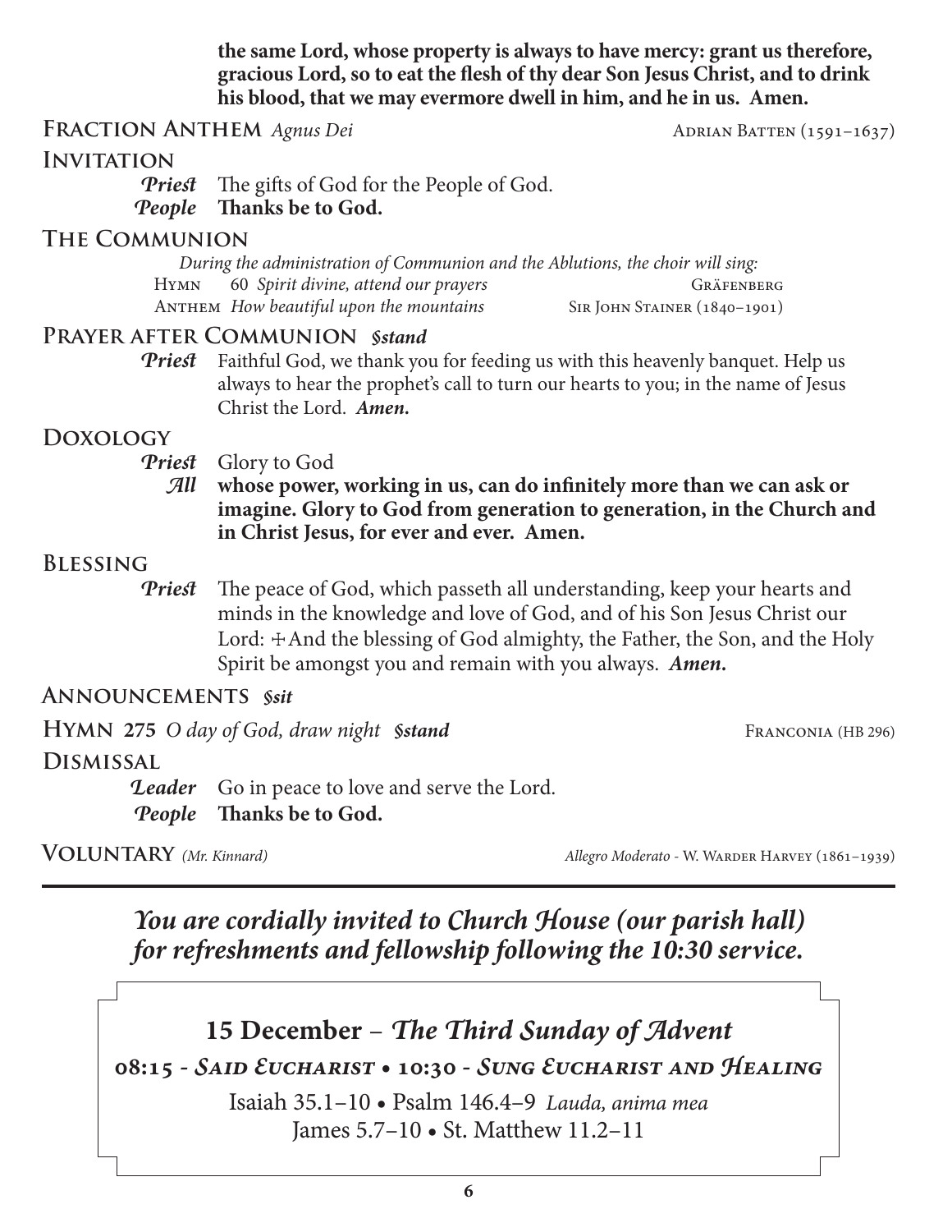**the same Lord, whose property is always to have mercy: grant us therefore, gracious Lord, so to eat the flesh of thy dear Son Jesus Christ, and to drink his blood, that we may evermore dwell in him, and he in us. Amen.**

## Fraction Anthem *Agnus Dei*
Adrian Batten (1591–1637)

## Invitation

***Priest*** The gifts of God for the People of God.
***People*** **Thanks be to God.**

## The Communion

*During the administration of Communion and the Ablutions, the choir will sing:*

Hymn 60 *Spirit divine, attend our prayers* — Gräfenberg
Anthem *How beautiful upon the mountains* — Sir John Stainer (1840–1901)

## Prayer after Communion *§stand*

***Priest*** Faithful God, we thank you for feeding us with this heavenly banquet. Help us always to hear the prophet's call to turn our hearts to you; in the name of Jesus Christ the Lord. ***Amen.***

## Doxology

***Priest*** Glory to God
***All*** **whose power, working in us, can do infinitely more than we can ask or imagine. Glory to God from generation to generation, in the Church and in Christ Jesus, for ever and ever. Amen.**

## Blessing

***Priest*** The peace of God, which passeth all understanding, keep your hearts and minds in the knowledge and love of God, and of his Son Jesus Christ our Lord: ☩ And the blessing of God almighty, the Father, the Son, and the Holy Spirit be amongst you and remain with you always. ***Amen.***

## Announcements *§sit*

## Hymn 275 *O day of God, draw night* *§stand*
Franconia (HB 296)

## Dismissal

***Leader*** Go in peace to love and serve the Lord.
***People*** **Thanks be to God.**

## Voluntary *(Mr. Kinnard)*
*Allegro Moderato* - W. Warder Harvey (1861–1939)

---

***You are cordially invited to Church House (our parish hall) for refreshments and fellowship following the 10:30 service.***

**15 December – *The Third Sunday of Advent***

**08:15 - *Said Eucharist* • 10:30 - *Sung Eucharist and Healing***

Isaiah 35.1–10 • Psalm 146.4–9 *Lauda, anima mea*
James 5.7–10 • St. Matthew 11.2–11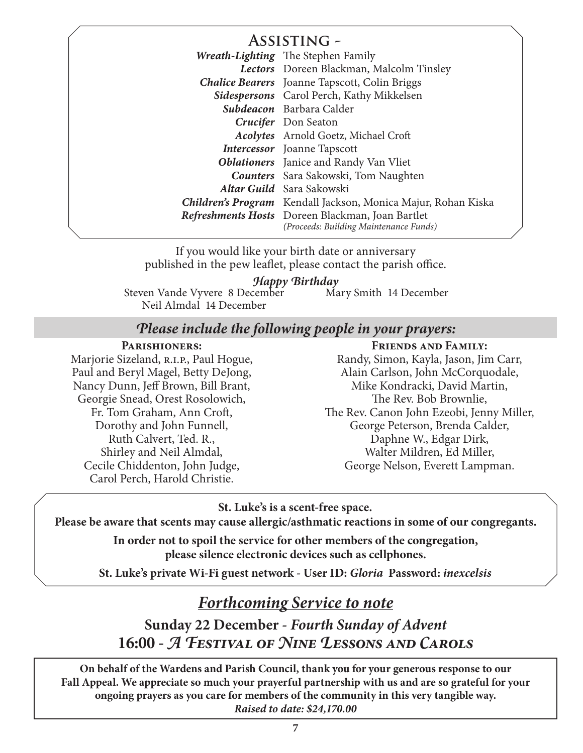## Assisting -

| | |
|---|---|
| ***Wreath-Lighting*** | The Stephen Family |
| ***Lectors*** | Doreen Blackman, Malcolm Tinsley |
| ***Chalice Bearers*** | Joanne Tapscott, Colin Briggs |
| ***Sidespersons*** | Carol Perch, Kathy Mikkelsen |
| ***Subdeacon*** | Barbara Calder |
| ***Crucifer*** | Don Seaton |
| ***Acolytes*** | Arnold Goetz, Michael Croft |
| ***Intercessor*** | Joanne Tapscott |
| ***Oblationers*** | Janice and Randy Van Vliet |
| ***Counters*** | Sara Sakowski, Tom Naughten |
| ***Altar Guild*** | Sara Sakowski |
| ***Children's Program*** | Kendall Jackson, Monica Majur, Rohan Kiska |
| ***Refreshments Hosts*** | Doreen Blackman, Joan Bartlet *(Proceeds: Building Maintenance Funds)* |

If you would like your birth date or anniversary published in the pew leaflet, please contact the parish office.

***Happy Birthday***

Steven Vande Vyvere 8 December
Mary Smith 14 December
Neil Almdal 14 December

### *Please include the following people in your prayers:*

**Parishioners:**

Marjorie Sizeland, r.i.p., Paul Hogue, Paul and Beryl Magel, Betty DeJong, Nancy Dunn, Jeff Brown, Bill Brant, Georgie Snead, Orest Rosolowich, Fr. Tom Graham, Ann Croft, Dorothy and John Funnell, Ruth Calvert, Ted. R., Shirley and Neil Almdal, Cecile Chiddenton, John Judge, Carol Perch, Harold Christie.

**Friends and Family:**

Randy, Simon, Kayla, Jason, Jim Carr, Alain Carlson, John McCorquodale, Mike Kondracki, David Martin, The Rev. Bob Brownlie, The Rev. Canon John Ezeobi, Jenny Miller, George Peterson, Brenda Calder, Daphne W., Edgar Dirk, Walter Mildren, Ed Miller, George Nelson, Everett Lampman.

**St. Luke's is a scent-free space.**
**Please be aware that scents may cause allergic/asthmatic reactions in some of our congregants.**

**In order not to spoil the service for other members of the congregation, please silence electronic devices such as cellphones.**

**St. Luke's private Wi-Fi guest network - User ID: *Gloria* Password: *inexcelsis***

## *Forthcoming Service to note*

**Sunday 22 December - *Fourth Sunday of Advent***
**16:00 - *A Festival of Nine Lessons and Carols***

**On behalf of the Wardens and Parish Council, thank you for your generous response to our Fall Appeal. We appreciate so much your prayerful partnership with us and are so grateful for your ongoing prayers as you care for members of the community in this very tangible way.**
***Raised to date: $24,170.00***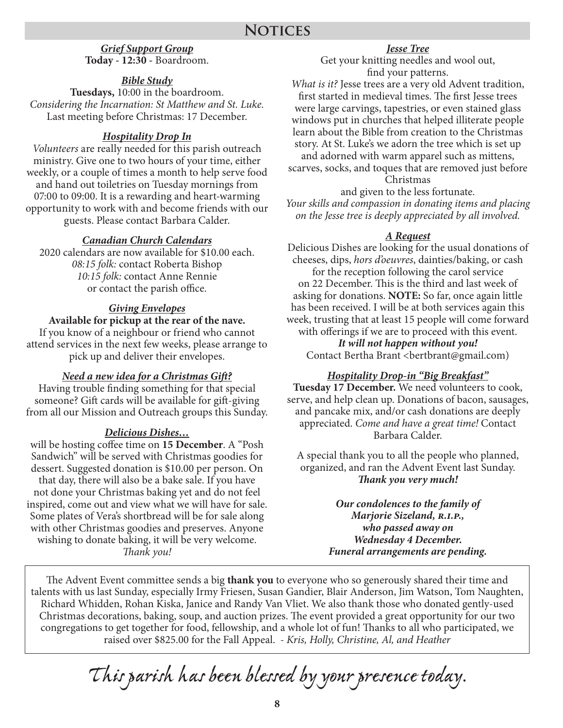# Notices

***Grief Support Group***

**Today** - **12:30** - Boardroom.

***Bible Study***

**Tuesdays,** 10:00 in the boardroom.
*Considering the Incarnation: St Matthew and St. Luke.*
Last meeting before Christmas: 17 December.

***Hospitality Drop In***

*Volunteers* are really needed for this parish outreach ministry. Give one to two hours of your time, either weekly, or a couple of times a month to help serve food and hand out toiletries on Tuesday mornings from 07:00 to 09:00. It is a rewarding and heart-warming opportunity to work with and become friends with our guests. Please contact Barbara Calder.

***Canadian Church Calendars***

2020 calendars are now available for $10.00 each.
*08:15 folk:* contact Roberta Bishop
*10:15 folk:* contact Anne Rennie
or contact the parish office.

***Giving Envelopes***

**Available for pickup at the rear of the nave.**
If you know of a neighbour or friend who cannot attend services in the next few weeks, please arrange to pick up and deliver their envelopes.

***Need a new idea for a Christmas Gift?***

Having trouble finding something for that special someone? Gift cards will be available for gift-giving from all our Mission and Outreach groups this Sunday.

***Delicious Dishes…***

will be hosting coffee time on **15 December**. A "Posh Sandwich" will be served with Christmas goodies for dessert. Suggested donation is $10.00 per person. On that day, there will also be a bake sale. If you have not done your Christmas baking yet and do not feel inspired, come out and view what we will have for sale. Some plates of Vera's shortbread will be for sale along with other Christmas goodies and preserves. Anyone wishing to donate baking, it will be very welcome.
*Thank you!*

***Jesse Tree***

Get your knitting needles and wool out, find your patterns.
*What is it?* Jesse trees are a very old Advent tradition, first started in medieval times. The first Jesse trees were large carvings, tapestries, or even stained glass windows put in churches that helped illiterate people learn about the Bible from creation to the Christmas story. At St. Luke's we adorn the tree which is set up and adorned with warm apparel such as mittens, scarves, socks, and toques that are removed just before Christmas
and given to the less fortunate.
*Your skills and compassion in donating items and placing on the Jesse tree is deeply appreciated by all involved.*

***A Request***

Delicious Dishes are looking for the usual donations of cheeses, dips, *hors d'oeuvres*, dainties/baking, or cash for the reception following the carol service on 22 December. This is the third and last week of asking for donations. **NOTE:** So far, once again little has been received. I will be at both services again this week, trusting that at least 15 people will come forward with offerings if we are to proceed with this event.
***It will not happen without you!***
Contact Bertha Brant <bertbrant@gmail.com)

***Hospitality Drop-in "Big Breakfast"***

**Tuesday 17 December.** We need volunteers to cook, serve, and help clean up. Donations of bacon, sausages, and pancake mix, and/or cash donations are deeply appreciated. *Come and have a great time!* Contact Barbara Calder.

A special thank you to all the people who planned, organized, and ran the Advent Event last Sunday.
***Thank you very much!***

***Our condolences to the family of Marjorie Sizeland, R.I.P., who passed away on Wednesday 4 December. Funeral arrangements are pending.***

The Advent Event committee sends a big **thank you** to everyone who so generously shared their time and talents with us last Sunday, especially Irmy Friesen, Susan Gandier, Blair Anderson, Jim Watson, Tom Naughten, Richard Whidden, Rohan Kiska, Janice and Randy Van Vliet. We also thank those who donated gently-used Christmas decorations, baking, soup, and auction prizes. The event provided a great opportunity for our two congregations to get together for food, fellowship, and a whole lot of fun! Thanks to all who participated, we raised over $825.00 for the Fall Appeal. *- Kris, Holly, Christine, Al, and Heather*

*This parish has been blessed by your presence today.*